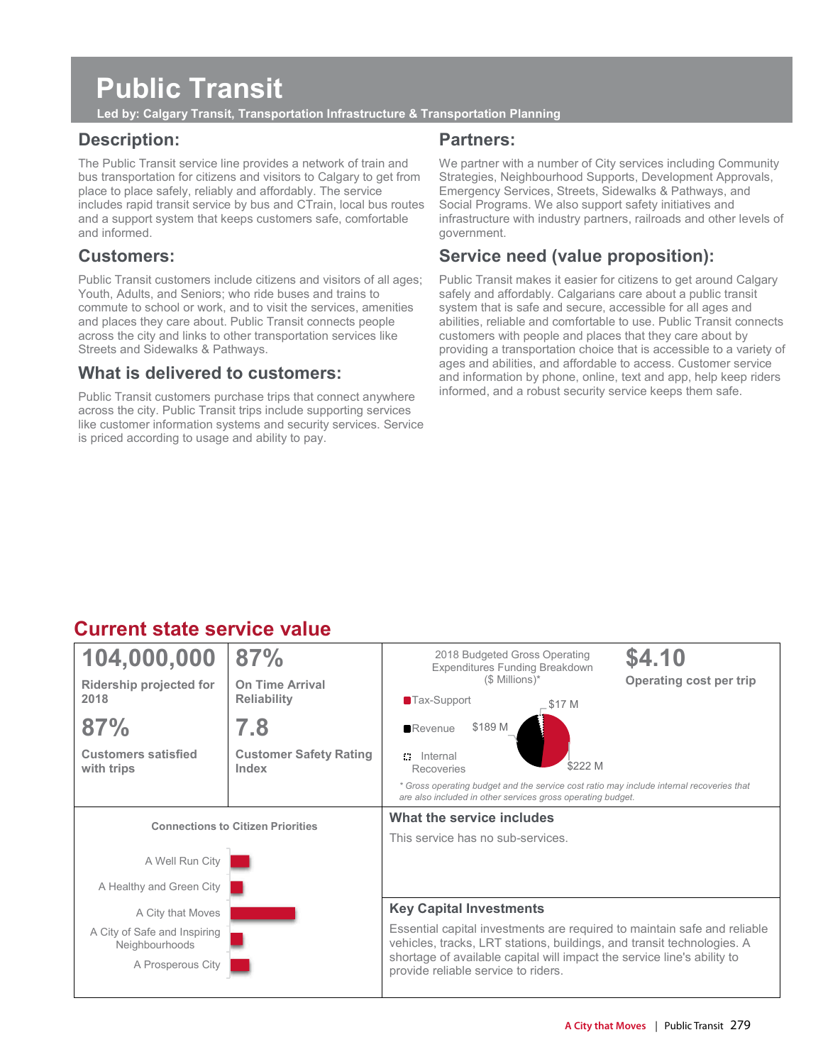# Public Transit

**Led by: Calgary Transit, Transportation Infrastructure & Transportation Planning**

## Description:

The Public Transit service line provides a network of train and bus transportation for citizens and visitors to Calgary to get from place to place safely, reliably and affordably. The service includes rapid transit service by bus and CTrain, local bus routes and a support system that keeps customers safe, comfortable and informed.

## Customers:

Public Transit customers include citizens and visitors of all ages; Youth, Adults, and Seniors; who ride buses and trains to commute to school or work, and to visit the services, amenities and places they care about. Public Transit connects people across the city and links to other transportation services like Streets and Sidewalks & Pathways.

## What is delivered to customers:

Public Transit customers purchase trips that connect anywhere across the city. Public Transit trips include supporting services like customer information systems and security services. Service is priced according to usage and ability to pay.

## Partners:

We partner with a number of City services including Community Strategies, Neighbourhood Supports, Development Approvals, Emergency Services, Streets, Sidewalks & Pathways, and Social Programs. We also support safety initiatives and infrastructure with industry partners, railroads and other levels of government.

## Service need (value proposition):

Public Transit makes it easier for citizens to get around Calgary safely and affordably. Calgarians care about a public transit system that is safe and secure, accessible for all ages and abilities, reliable and comfortable to use. Public Transit connects customers with people and places that they care about by providing a transportation choice that is accessible to a variety of ages and abilities, and affordable to access. Customer service and information by phone, online, text and app, help keep riders informed, and a robust security service keeps them safe.

## Current state service value

| | |
|---|---|
| **104,000,000** Ridership projected for 2018 | **87%** On Time Arrival Reliability |
| **87%** Customers satisfied with trips | **7.8** Customer Safety Rating Index |

**$4.10** Operating cost per trip

2018 Budgeted Gross Operating Expenditures Funding Breakdown ($ Millions)*

- Tax-Support: $222 M
- Revenue: $189 M
- Internal Recoveries: $17 M

*\* Gross operating budget and the service cost ratio may include internal recoveries that are also included in other services gross operating budget.*

**Connections to Citizen Priorities**

- A Well Run City
- A Healthy and Green City
- A City that Moves
- A City of Safe and Inspiring Neighbourhoods
- A Prosperous City

### What the service includes

This service has no sub-services.

### Key Capital Investments

Essential capital investments are required to maintain safe and reliable vehicles, tracks, LRT stations, buildings, and transit technologies. A shortage of available capital will impact the service line's ability to provide reliable service to riders.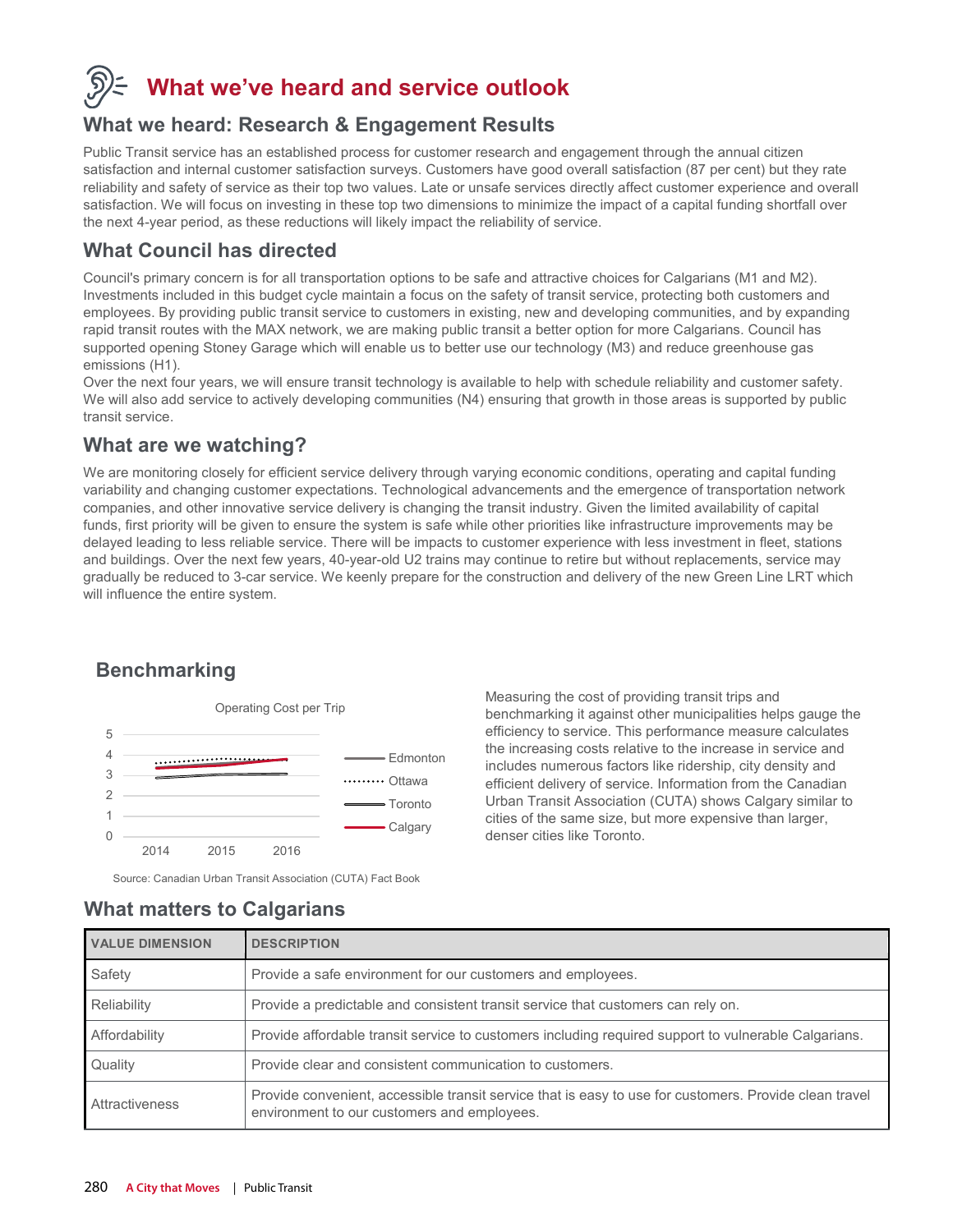# What we've heard and service outlook

## What we heard: Research & Engagement Results

Public Transit service has an established process for customer research and engagement through the annual citizen satisfaction and internal customer satisfaction surveys. Customers have good overall satisfaction (87 per cent) but they rate reliability and safety of service as their top two values. Late or unsafe services directly affect customer experience and overall satisfaction. We will focus on investing in these top two dimensions to minimize the impact of a capital funding shortfall over the next 4-year period, as these reductions will likely impact the reliability of service.

## What Council has directed

Council's primary concern is for all transportation options to be safe and attractive choices for Calgarians (M1 and M2). Investments included in this budget cycle maintain a focus on the safety of transit service, protecting both customers and employees. By providing public transit service to customers in existing, new and developing communities, and by expanding rapid transit routes with the MAX network, we are making public transit a better option for more Calgarians. Council has supported opening Stoney Garage which will enable us to better use our technology (M3) and reduce greenhouse gas emissions (H1).

Over the next four years, we will ensure transit technology is available to help with schedule reliability and customer safety. We will also add service to actively developing communities (N4) ensuring that growth in those areas is supported by public transit service.

## What are we watching?

We are monitoring closely for efficient service delivery through varying economic conditions, operating and capital funding variability and changing customer expectations. Technological advancements and the emergence of transportation network companies, and other innovative service delivery is changing the transit industry. Given the limited availability of capital funds, first priority will be given to ensure the system is safe while other priorities like infrastructure improvements may be delayed leading to less reliable service. There will be impacts to customer experience with less investment in fleet, stations and buildings. Over the next few years, 40-year-old U2 trains may continue to retire but without replacements, service may gradually be reduced to 3-car service. We keenly prepare for the construction and delivery of the new Green Line LRT which will influence the entire system.

## Benchmarking

Operating Cost per Trip

(Line chart, 2014–2016, y-axis 0–5: Edmonton, Ottawa, Toronto, Calgary)

Source: Canadian Urban Transit Association (CUTA) Fact Book

Measuring the cost of providing transit trips and benchmarking it against other municipalities helps gauge the efficiency to service. This performance measure calculates the increasing costs relative to the increase in service and includes numerous factors like ridership, city density and efficient delivery of service. Information from the Canadian Urban Transit Association (CUTA) shows Calgary similar to cities of the same size, but more expensive than larger, denser cities like Toronto.

## What matters to Calgarians

| VALUE DIMENSION | DESCRIPTION |
|---|---|
| Safety | Provide a safe environment for our customers and employees. |
| Reliability | Provide a predictable and consistent transit service that customers can rely on. |
| Affordability | Provide affordable transit service to customers including required support to vulnerable Calgarians. |
| Quality | Provide clear and consistent communication to customers. |
| Attractiveness | Provide convenient, accessible transit service that is easy to use for customers. Provide clean travel environment to our customers and employees. |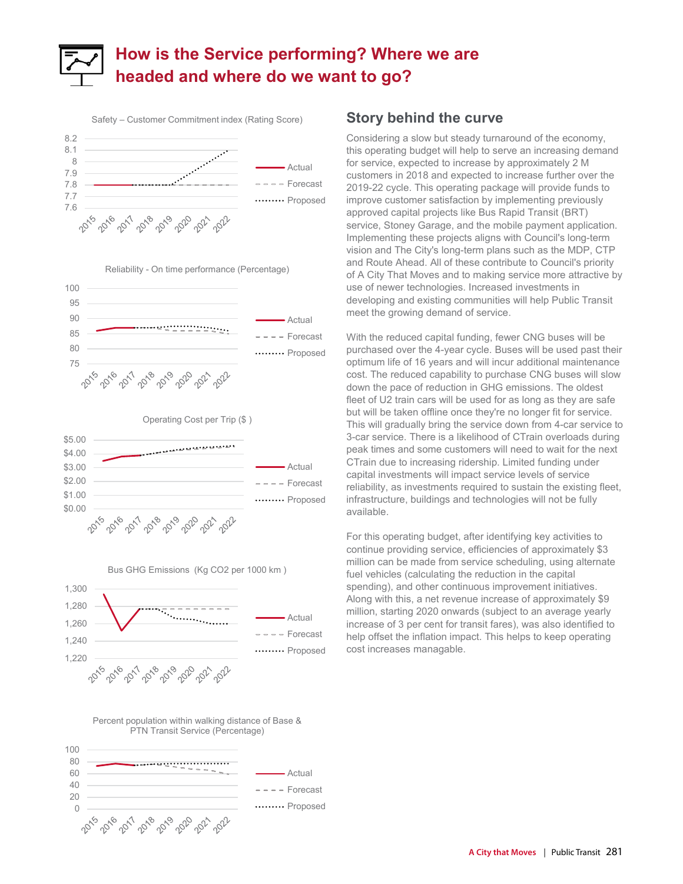# How is the Service performing? Where we are headed and where do we want to go?

Safety – Customer Commitment index (Rating Score)

Reliability - On time performance (Percentage)

Operating Cost per Trip ($ )

Bus GHG Emissions (Kg CO2 per 1000 km )

Percent population within walking distance of Base & PTN Transit Service (Percentage)

## Story behind the curve

Considering a slow but steady turnaround of the economy, this operating budget will help to serve an increasing demand for service, expected to increase by approximately 2 M customers in 2018 and expected to increase further over the 2019-22 cycle. This operating package will provide funds to improve customer satisfaction by implementing previously approved capital projects like Bus Rapid Transit (BRT) service, Stoney Garage, and the mobile payment application. Implementing these projects aligns with Council's long-term vision and The City's long-term plans such as the MDP, CTP and Route Ahead. All of these contribute to Council's priority of A City That Moves and to making service more attractive by use of newer technologies. Increased investments in developing and existing communities will help Public Transit meet the growing demand of service.

With the reduced capital funding, fewer CNG buses will be purchased over the 4-year cycle. Buses will be used past their optimum life of 16 years and will incur additional maintenance cost. The reduced capability to purchase CNG buses will slow down the pace of reduction in GHG emissions. The oldest fleet of U2 train cars will be used for as long as they are safe but will be taken offline once they're no longer fit for service. This will gradually bring the service down from 4-car service to 3-car service. There is a likelihood of CTrain overloads during peak times and some customers will need to wait for the next CTrain due to increasing ridership. Limited funding under capital investments will impact service levels of service reliability, as investments required to sustain the existing fleet, infrastructure, buildings and technologies will not be fully available.

For this operating budget, after identifying key activities to continue providing service, efficiencies of approximately $3 million can be made from service scheduling, using alternate fuel vehicles (calculating the reduction in the capital spending), and other continuous improvement initiatives. Along with this, a net revenue increase of approximately $9 million, starting 2020 onwards (subject to an average yearly increase of 3 per cent for transit fares), was also identified to help offset the inflation impact. This helps to keep operating cost increases managable.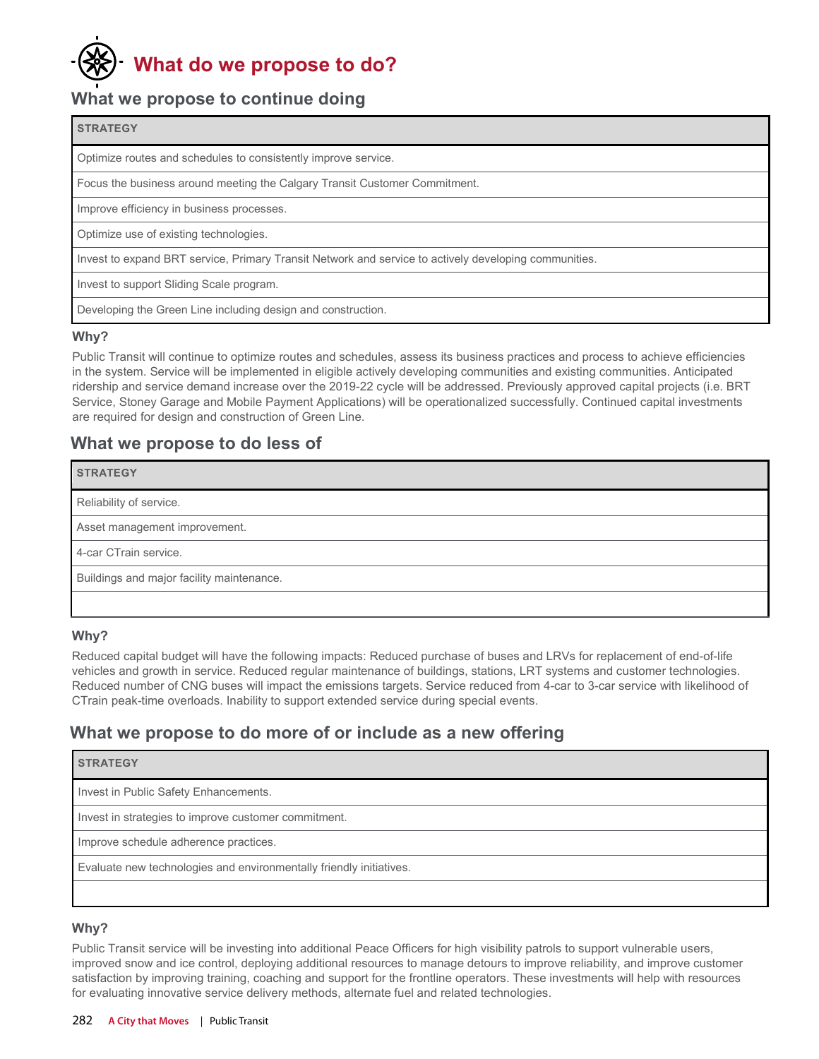# What do we propose to do?

## What we propose to continue doing

| STRATEGY |
| --- |
| Optimize routes and schedules to consistently improve service. |
| Focus the business around meeting the Calgary Transit Customer Commitment. |
| Improve efficiency in business processes. |
| Optimize use of existing technologies. |
| Invest to expand BRT service, Primary Transit Network and service to actively developing communities. |
| Invest to support Sliding Scale program. |
| Developing the Green Line including design and construction. |

### Why?

Public Transit will continue to optimize routes and schedules, assess its business practices and process to achieve efficiencies in the system. Service will be implemented in eligible actively developing communities and existing communities. Anticipated ridership and service demand increase over the 2019-22 cycle will be addressed. Previously approved capital projects (i.e. BRT Service, Stoney Garage and Mobile Payment Applications) will be operationalized successfully. Continued capital investments are required for design and construction of Green Line.

## What we propose to do less of

| STRATEGY |
| --- |
| Reliability of service. |
| Asset management improvement. |
| 4-car CTrain service. |
| Buildings and major facility maintenance. |
| |

### Why?

Reduced capital budget will have the following impacts: Reduced purchase of buses and LRVs for replacement of end-of-life vehicles and growth in service. Reduced regular maintenance of buildings, stations, LRT systems and customer technologies. Reduced number of CNG buses will impact the emissions targets. Service reduced from 4-car to 3-car service with likelihood of CTrain peak-time overloads. Inability to support extended service during special events.

## What we propose to do more of or include as a new offering

| STRATEGY |
| --- |
| Invest in Public Safety Enhancements. |
| Invest in strategies to improve customer commitment. |
| Improve schedule adherence practices. |
| Evaluate new technologies and environmentally friendly initiatives. |
| |

### Why?

Public Transit service will be investing into additional Peace Officers for high visibility patrols to support vulnerable users, improved snow and ice control, deploying additional resources to manage detours to improve reliability, and improve customer satisfaction by improving training, coaching and support for the frontline operators. These investments will help with resources for evaluating innovative service delivery methods, alternate fuel and related technologies.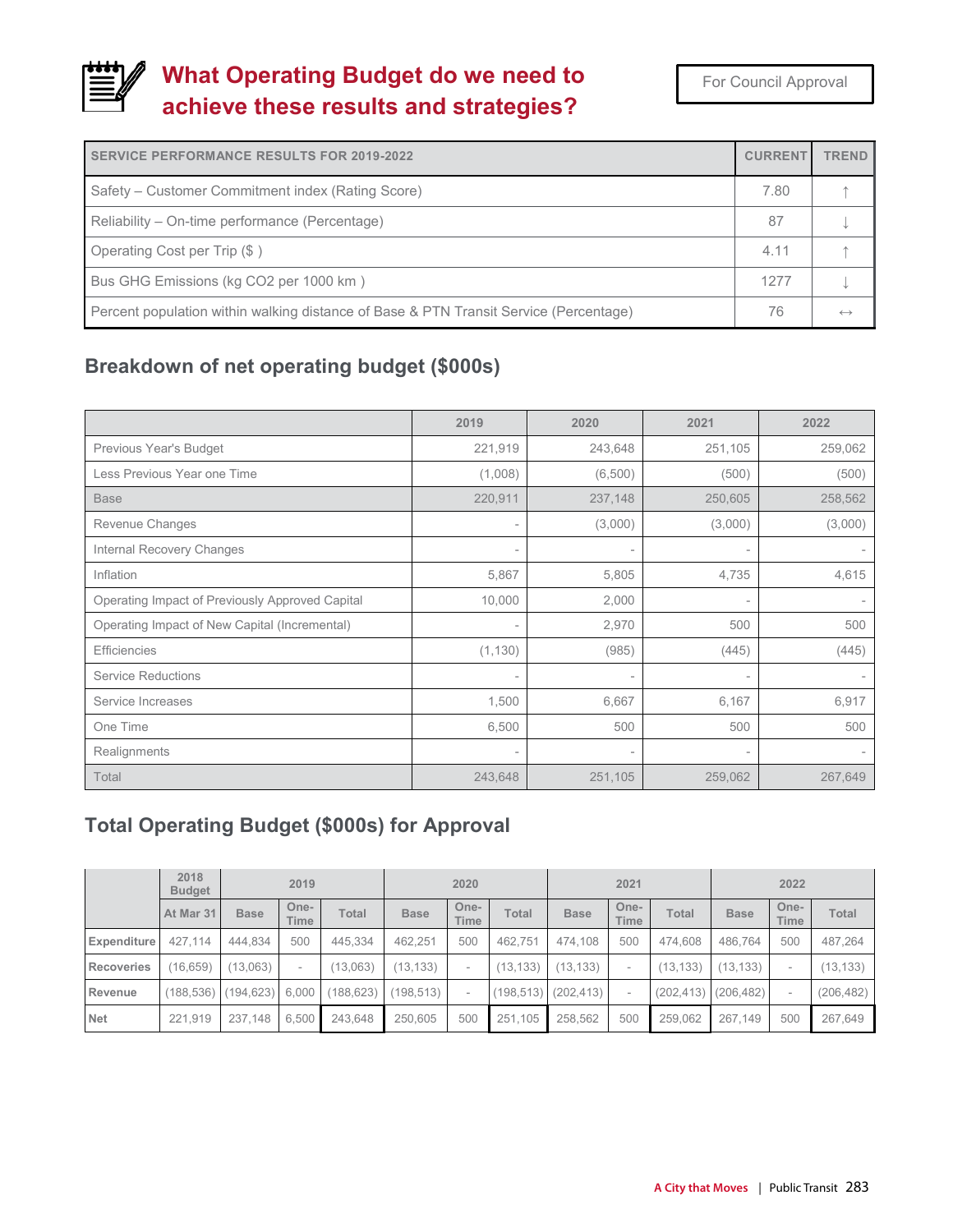# What Operating Budget do we need to achieve these results and strategies?

For Council Approval

| SERVICE PERFORMANCE RESULTS FOR 2019-2022 | CURRENT | TREND |
|---|---|---|
| Safety – Customer Commitment index (Rating Score) | 7.80 | ↑ |
| Reliability – On-time performance (Percentage) | 87 | ↓ |
| Operating Cost per Trip ($ ) | 4.11 | ↑ |
| Bus GHG Emissions (kg CO2 per 1000 km ) | 1277 | ↓ |
| Percent population within walking distance of Base & PTN Transit Service (Percentage) | 76 | ↔ |

## Breakdown of net operating budget ($000s)

| | 2019 | 2020 | 2021 | 2022 |
|---|---|---|---|---|
| Previous Year's Budget | 221,919 | 243,648 | 251,105 | 259,062 |
| Less Previous Year one Time | (1,008) | (6,500) | (500) | (500) |
| Base | 220,911 | 237,148 | 250,605 | 258,562 |
| Revenue Changes | - | (3,000) | (3,000) | (3,000) |
| Internal Recovery Changes | - | - | - | - |
| Inflation | 5,867 | 5,805 | 4,735 | 4,615 |
| Operating Impact of Previously Approved Capital | 10,000 | 2,000 | - | - |
| Operating Impact of New Capital (Incremental) | - | 2,970 | 500 | 500 |
| Efficiencies | (1,130) | (985) | (445) | (445) |
| Service Reductions | - | - | - | - |
| Service Increases | 1,500 | 6,667 | 6,167 | 6,917 |
| One Time | 6,500 | 500 | 500 | 500 |
| Realignments | - | - | - | - |
| Total | 243,648 | 251,105 | 259,062 | 267,649 |

## Total Operating Budget ($000s) for Approval

| | 2018 Budget | 2019 | | | 2020 | | | 2021 | | | 2022 | | |
|---|---|---|---|---|---|---|---|---|---|---|---|---|---|
| | At Mar 31 | Base | One-Time | Total | Base | One-Time | Total | Base | One-Time | Total | Base | One-Time | Total |
| **Expenditure** | 427,114 | 444,834 | 500 | 445,334 | 462,251 | 500 | 462,751 | 474,108 | 500 | 474,608 | 486,764 | 500 | 487,264 |
| **Recoveries** | (16,659) | (13,063) | - | (13,063) | (13,133) | - | (13,133) | (13,133) | - | (13,133) | (13,133) | - | (13,133) |
| **Revenue** | (188,536) | (194,623) | 6,000 | (188,623) | (198,513) | - | (198,513) | (202,413) | - | (202,413) | (206,482) | - | (206,482) |
| **Net** | 221,919 | 237,148 | 6,500 | 243,648 | 250,605 | 500 | 251,105 | 258,562 | 500 | 259,062 | 267,149 | 500 | 267,649 |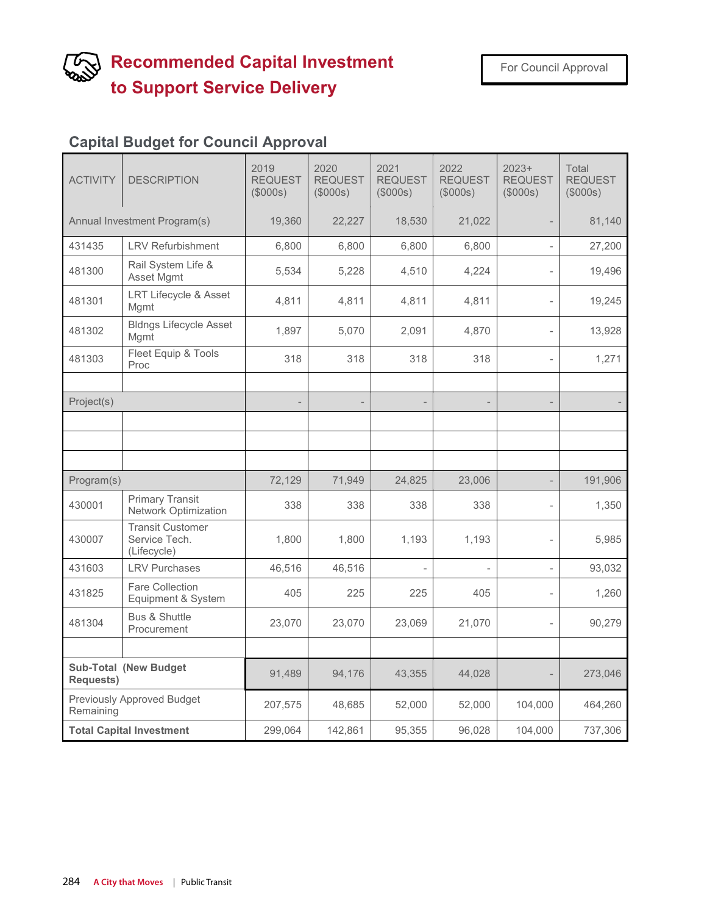# Recommended Capital Investment to Support Service Delivery

For Council Approval

## Capital Budget for Council Approval

| ACTIVITY | DESCRIPTION | 2019 REQUEST ($000s) | 2020 REQUEST ($000s) | 2021 REQUEST ($000s) | 2022 REQUEST ($000s) | 2023+ REQUEST ($000s) | Total REQUEST ($000s) |
|---|---|---|---|---|---|---|---|
| Annual Investment Program(s) | | 19,360 | 22,227 | 18,530 | 21,022 | - | 81,140 |
| 431435 | LRV Refurbishment | 6,800 | 6,800 | 6,800 | 6,800 | - | 27,200 |
| 481300 | Rail System Life & Asset Mgmt | 5,534 | 5,228 | 4,510 | 4,224 | - | 19,496 |
| 481301 | LRT Lifecycle & Asset Mgmt | 4,811 | 4,811 | 4,811 | 4,811 | - | 19,245 |
| 481302 | Bldngs Lifecycle Asset Mgmt | 1,897 | 5,070 | 2,091 | 4,870 | - | 13,928 |
| 481303 | Fleet Equip & Tools Proc | 318 | 318 | 318 | 318 | - | 1,271 |
| | | | | | | | |
| Project(s) | | - | - | - | - | - | - |
| | | | | | | | |
| | | | | | | | |
| | | | | | | | |
| Program(s) | | 72,129 | 71,949 | 24,825 | 23,006 | - | 191,906 |
| 430001 | Primary Transit Network Optimization | 338 | 338 | 338 | 338 | - | 1,350 |
| 430007 | Transit Customer Service Tech. (Lifecycle) | 1,800 | 1,800 | 1,193 | 1,193 | - | 5,985 |
| 431603 | LRV Purchases | 46,516 | 46,516 | - | - | - | 93,032 |
| 431825 | Fare Collection Equipment & System | 405 | 225 | 225 | 405 | - | 1,260 |
| 481304 | Bus & Shuttle Procurement | 23,070 | 23,070 | 23,069 | 21,070 | - | 90,279 |
| | | | | | | | |
| **Sub-Total (New Budget Requests)** | | 91,489 | 94,176 | 43,355 | 44,028 | - | 273,046 |
| Previously Approved Budget Remaining | | 207,575 | 48,685 | 52,000 | 52,000 | 104,000 | 464,260 |
| **Total Capital Investment** | | 299,064 | 142,861 | 95,355 | 96,028 | 104,000 | 737,306 |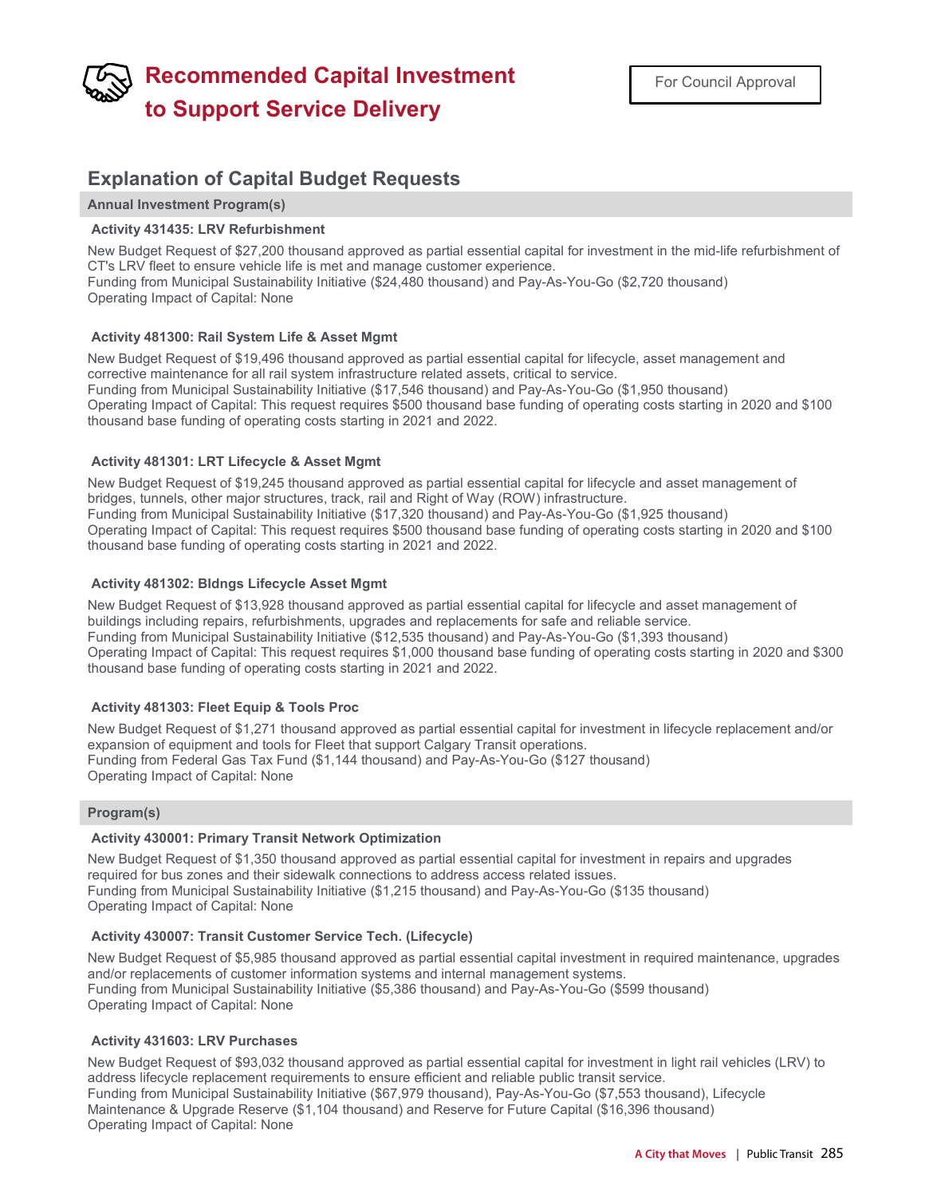# Recommended Capital Investment to Support Service Delivery

For Council Approval

## Explanation of Capital Budget Requests

### Annual Investment Program(s)

**Activity 431435: LRV Refurbishment**

New Budget Request of $27,200 thousand approved as partial essential capital for investment in the mid-life refurbishment of CT's LRV fleet to ensure vehicle life is met and manage customer experience.
Funding from Municipal Sustainability Initiative ($24,480 thousand) and Pay-As-You-Go ($2,720 thousand)
Operating Impact of Capital: None

**Activity 481300: Rail System Life & Asset Mgmt**

New Budget Request of $19,496 thousand approved as partial essential capital for lifecycle, asset management and corrective maintenance for all rail system infrastructure related assets, critical to service.
Funding from Municipal Sustainability Initiative ($17,546 thousand) and Pay-As-You-Go ($1,950 thousand)
Operating Impact of Capital: This request requires $500 thousand base funding of operating costs starting in 2020 and $100 thousand base funding of operating costs starting in 2021 and 2022.

**Activity 481301: LRT Lifecycle & Asset Mgmt**

New Budget Request of $19,245 thousand approved as partial essential capital for lifecycle and asset management of bridges, tunnels, other major structures, track, rail and Right of Way (ROW) infrastructure.
Funding from Municipal Sustainability Initiative ($17,320 thousand) and Pay-As-You-Go ($1,925 thousand)
Operating Impact of Capital: This request requires $500 thousand base funding of operating costs starting in 2020 and $100 thousand base funding of operating costs starting in 2021 and 2022.

**Activity 481302: Bldngs Lifecycle Asset Mgmt**

New Budget Request of $13,928 thousand approved as partial essential capital for lifecycle and asset management of buildings including repairs, refurbishments, upgrades and replacements for safe and reliable service.
Funding from Municipal Sustainability Initiative ($12,535 thousand) and Pay-As-You-Go ($1,393 thousand)
Operating Impact of Capital: This request requires $1,000 thousand base funding of operating costs starting in 2020 and $300 thousand base funding of operating costs starting in 2021 and 2022.

**Activity 481303: Fleet Equip & Tools Proc**

New Budget Request of $1,271 thousand approved as partial essential capital for investment in lifecycle replacement and/or expansion of equipment and tools for Fleet that support Calgary Transit operations.
Funding from Federal Gas Tax Fund ($1,144 thousand) and Pay-As-You-Go ($127 thousand)
Operating Impact of Capital: None

### Program(s)

**Activity 430001: Primary Transit Network Optimization**

New Budget Request of $1,350 thousand approved as partial essential capital for investment in repairs and upgrades required for bus zones and their sidewalk connections to address access related issues.
Funding from Municipal Sustainability Initiative ($1,215 thousand) and Pay-As-You-Go ($135 thousand)
Operating Impact of Capital: None

**Activity 430007: Transit Customer Service Tech. (Lifecycle)**

New Budget Request of $5,985 thousand approved as partial essential capital investment in required maintenance, upgrades and/or replacements of customer information systems and internal management systems.
Funding from Municipal Sustainability Initiative ($5,386 thousand) and Pay-As-You-Go ($599 thousand)
Operating Impact of Capital: None

**Activity 431603: LRV Purchases**

New Budget Request of $93,032 thousand approved as partial essential capital for investment in light rail vehicles (LRV) to address lifecycle replacement requirements to ensure efficient and reliable public transit service.
Funding from Municipal Sustainability Initiative ($67,979 thousand), Pay-As-You-Go ($7,553 thousand), Lifecycle Maintenance & Upgrade Reserve ($1,104 thousand) and Reserve for Future Capital ($16,396 thousand)
Operating Impact of Capital: None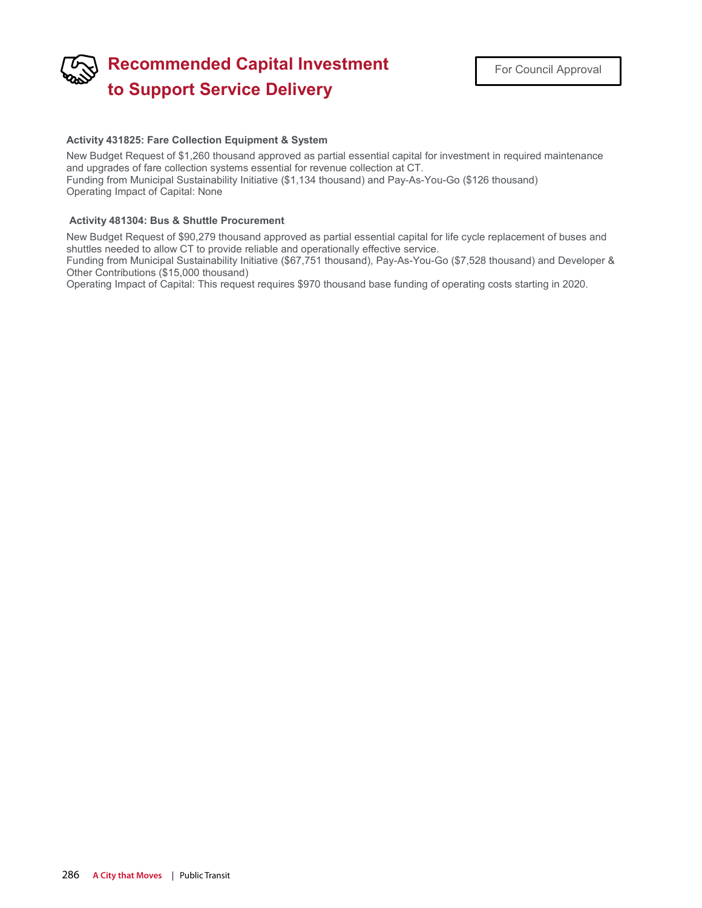# Recommended Capital Investment to Support Service Delivery

For Council Approval

**Activity 431825: Fare Collection Equipment & System**

New Budget Request of $1,260 thousand approved as partial essential capital for investment in required maintenance and upgrades of fare collection systems essential for revenue collection at CT.
Funding from Municipal Sustainability Initiative ($1,134 thousand) and Pay-As-You-Go ($126 thousand)
Operating Impact of Capital: None

**Activity 481304: Bus & Shuttle Procurement**

New Budget Request of $90,279 thousand approved as partial essential capital for life cycle replacement of buses and shuttles needed to allow CT to provide reliable and operationally effective service.
Funding from Municipal Sustainability Initiative ($67,751 thousand), Pay-As-You-Go ($7,528 thousand) and Developer & Other Contributions ($15,000 thousand)
Operating Impact of Capital: This request requires $970 thousand base funding of operating costs starting in 2020.